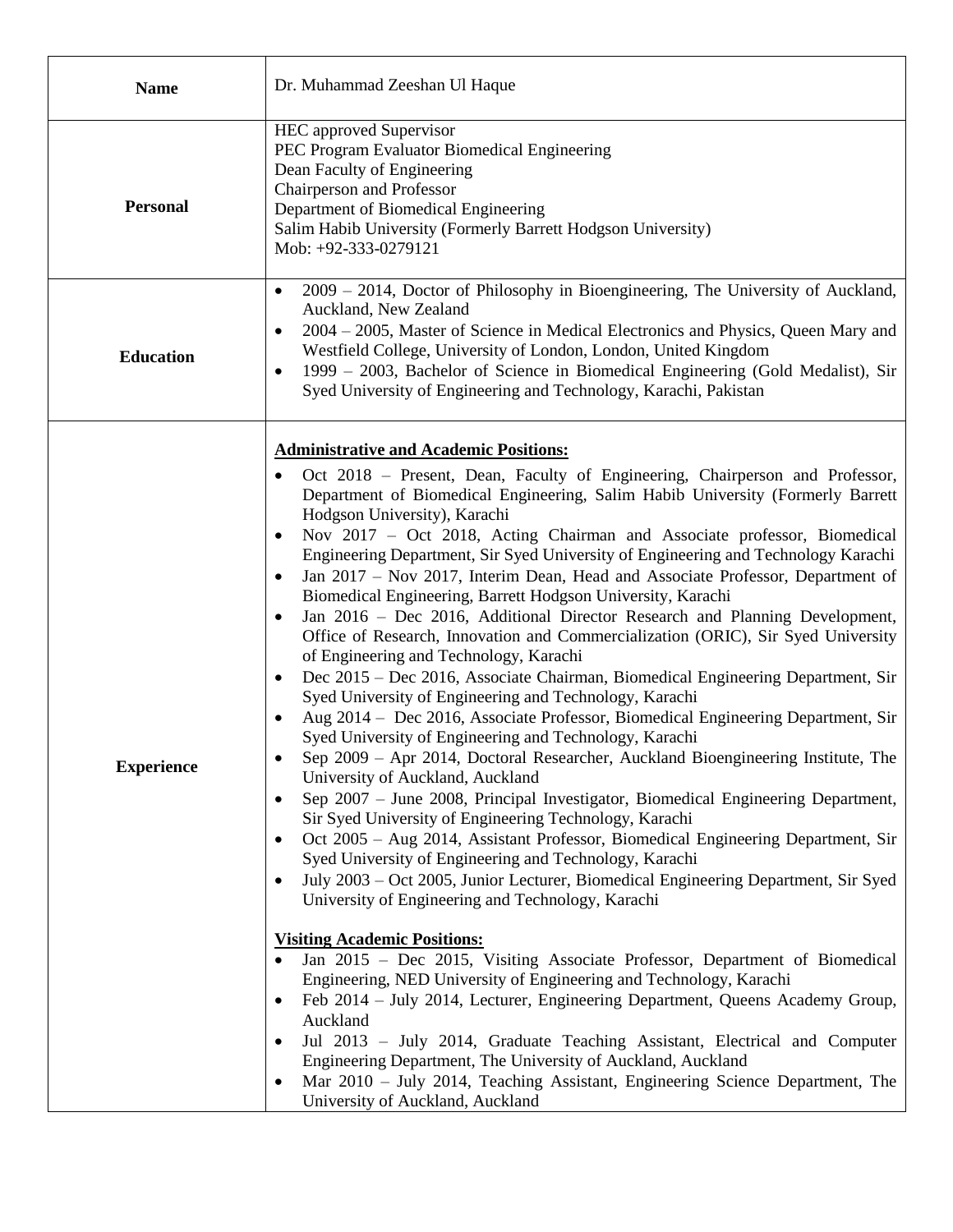| **Name** | Dr. Muhammad Zeeshan Ul Haque |
|---|---|
| **Personal** | HEC approved Supervisor<br>PEC Program Evaluator Biomedical Engineering<br>Dean Faculty of Engineering<br>Chairperson and Professor<br>Department of Biomedical Engineering<br>Salim Habib University (Formerly Barrett Hodgson University)<br>Mob: +92-333-0279121 |
| **Education** | • 2009 – 2014, Doctor of Philosophy in Bioengineering, The University of Auckland, Auckland, New Zealand<br>• 2004 – 2005, Master of Science in Medical Electronics and Physics, Queen Mary and Westfield College, University of London, London, United Kingdom<br>• 1999 – 2003, Bachelor of Science in Biomedical Engineering (Gold Medalist), Sir Syed University of Engineering and Technology, Karachi, Pakistan |
| **Experience** | **<u>Administrative and Academic Positions:</u>**<br>• Oct 2018 – Present, Dean, Faculty of Engineering, Chairperson and Professor, Department of Biomedical Engineering, Salim Habib University (Formerly Barrett Hodgson University), Karachi<br>• Nov 2017 – Oct 2018, Acting Chairman and Associate professor, Biomedical Engineering Department, Sir Syed University of Engineering and Technology Karachi<br>• Jan 2017 – Nov 2017, Interim Dean, Head and Associate Professor, Department of Biomedical Engineering, Barrett Hodgson University, Karachi<br>• Jan 2016 – Dec 2016, Additional Director Research and Planning Development, Office of Research, Innovation and Commercialization (ORIC), Sir Syed University of Engineering and Technology, Karachi<br>• Dec 2015 – Dec 2016, Associate Chairman, Biomedical Engineering Department, Sir Syed University of Engineering and Technology, Karachi<br>• Aug 2014 – Dec 2016, Associate Professor, Biomedical Engineering Department, Sir Syed University of Engineering and Technology, Karachi<br>• Sep 2009 – Apr 2014, Doctoral Researcher, Auckland Bioengineering Institute, The University of Auckland, Auckland<br>• Sep 2007 – June 2008, Principal Investigator, Biomedical Engineering Department, Sir Syed University of Engineering Technology, Karachi<br>• Oct 2005 – Aug 2014, Assistant Professor, Biomedical Engineering Department, Sir Syed University of Engineering and Technology, Karachi<br>• July 2003 – Oct 2005, Junior Lecturer, Biomedical Engineering Department, Sir Syed University of Engineering and Technology, Karachi<br><br>**<u>Visiting Academic Positions:</u>**<br>• Jan 2015 – Dec 2015, Visiting Associate Professor, Department of Biomedical Engineering, NED University of Engineering and Technology, Karachi<br>• Feb 2014 – July 2014, Lecturer, Engineering Department, Queens Academy Group, Auckland<br>• Jul 2013 – July 2014, Graduate Teaching Assistant, Electrical and Computer Engineering Department, The University of Auckland, Auckland<br>• Mar 2010 – July 2014, Teaching Assistant, Engineering Science Department, The University of Auckland, Auckland |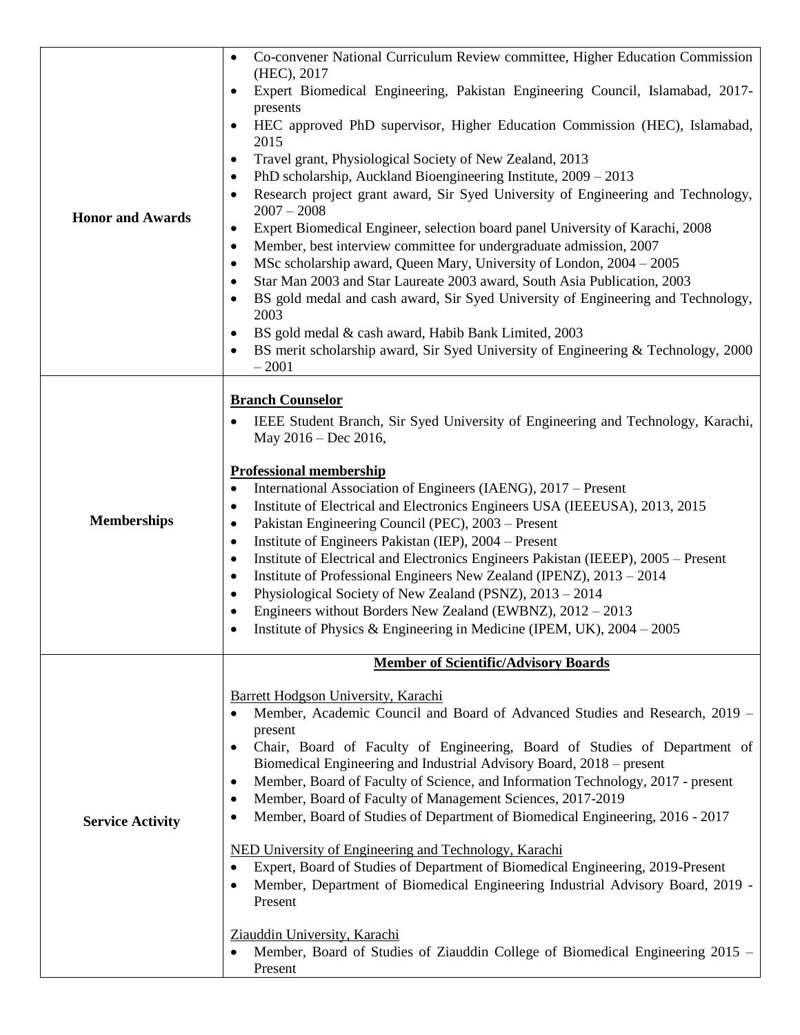| | |
|---|---|
| **Honor and Awards** | • Co-convener National Curriculum Review committee, Higher Education Commission (HEC), 2017<br>• Expert Biomedical Engineering, Pakistan Engineering Council, Islamabad, 2017-presents<br>• HEC approved PhD supervisor, Higher Education Commission (HEC), Islamabad, 2015<br>• Travel grant, Physiological Society of New Zealand, 2013<br>• PhD scholarship, Auckland Bioengineering Institute, 2009 – 2013<br>• Research project grant award, Sir Syed University of Engineering and Technology, 2007 – 2008<br>• Expert Biomedical Engineer, selection board panel University of Karachi, 2008<br>• Member, best interview committee for undergraduate admission, 2007<br>• MSc scholarship award, Queen Mary, University of London, 2004 – 2005<br>• Star Man 2003 and Star Laureate 2003 award, South Asia Publication, 2003<br>• BS gold medal and cash award, Sir Syed University of Engineering and Technology, 2003<br>• BS gold medal & cash award, Habib Bank Limited, 2003<br>• BS merit scholarship award, Sir Syed University of Engineering & Technology, 2000 – 2001 |
| **Memberships** | **<u>Branch Counselor</u>**<br>• IEEE Student Branch, Sir Syed University of Engineering and Technology, Karachi, May 2016 – Dec 2016,<br><br>**<u>Professional membership</u>**<br>• International Association of Engineers (IAENG), 2017 – Present<br>• Institute of Electrical and Electronics Engineers USA (IEEEUSA), 2013, 2015<br>• Pakistan Engineering Council (PEC), 2003 – Present<br>• Institute of Engineers Pakistan (IEP), 2004 – Present<br>• Institute of Electrical and Electronics Engineers Pakistan (IEEEP), 2005 – Present<br>• Institute of Professional Engineers New Zealand (IPENZ), 2013 – 2014<br>• Physiological Society of New Zealand (PSNZ), 2013 – 2014<br>• Engineers without Borders New Zealand (EWBNZ), 2012 – 2013<br>• Institute of Physics & Engineering in Medicine (IPEM, UK), 2004 – 2005 |
| **Service Activity** | **<u>Member of Scientific/Advisory Boards</u>**<br><br><u>Barrett Hodgson University, Karachi</u><br>• Member, Academic Council and Board of Advanced Studies and Research, 2019 – present<br>• Chair, Board of Faculty of Engineering, Board of Studies of Department of Biomedical Engineering and Industrial Advisory Board, 2018 – present<br>• Member, Board of Faculty of Science, and Information Technology, 2017 - present<br>• Member, Board of Faculty of Management Sciences, 2017-2019<br>• Member, Board of Studies of Department of Biomedical Engineering, 2016 - 2017<br><br><u>NED University of Engineering and Technology, Karachi</u><br>• Expert, Board of Studies of Department of Biomedical Engineering, 2019-Present<br>• Member, Department of Biomedical Engineering Industrial Advisory Board, 2019 - Present<br><br><u>Ziauddin University, Karachi</u><br>• Member, Board of Studies of Ziauddin College of Biomedical Engineering 2015 – Present |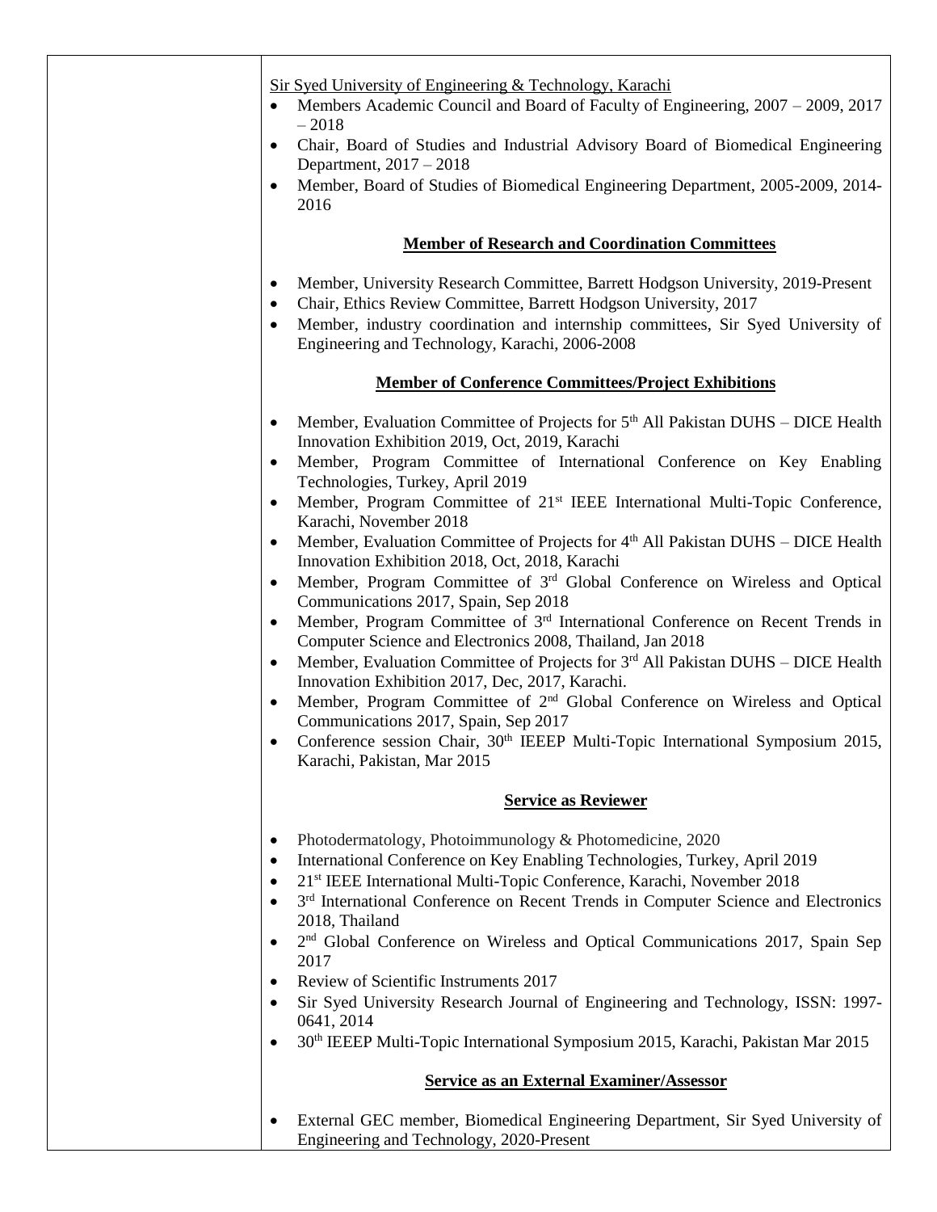Sir Syed University of Engineering & Technology, Karachi

- Members Academic Council and Board of Faculty of Engineering, 2007 – 2009, 2017 – 2018
- Chair, Board of Studies and Industrial Advisory Board of Biomedical Engineering Department, 2017 – 2018
- Member, Board of Studies of Biomedical Engineering Department, 2005-2009, 2014-2016

## Member of Research and Coordination Committees

- Member, University Research Committee, Barrett Hodgson University, 2019-Present
- Chair, Ethics Review Committee, Barrett Hodgson University, 2017
- Member, industry coordination and internship committees, Sir Syed University of Engineering and Technology, Karachi, 2006-2008

## Member of Conference Committees/Project Exhibitions

- Member, Evaluation Committee of Projects for 5th All Pakistan DUHS – DICE Health Innovation Exhibition 2019, Oct, 2019, Karachi
- Member, Program Committee of International Conference on Key Enabling Technologies, Turkey, April 2019
- Member, Program Committee of 21st IEEE International Multi-Topic Conference, Karachi, November 2018
- Member, Evaluation Committee of Projects for 4th All Pakistan DUHS – DICE Health Innovation Exhibition 2018, Oct, 2018, Karachi
- Member, Program Committee of 3rd Global Conference on Wireless and Optical Communications 2017, Spain, Sep 2018
- Member, Program Committee of 3rd International Conference on Recent Trends in Computer Science and Electronics 2008, Thailand, Jan 2018
- Member, Evaluation Committee of Projects for 3rd All Pakistan DUHS – DICE Health Innovation Exhibition 2017, Dec, 2017, Karachi.
- Member, Program Committee of 2nd Global Conference on Wireless and Optical Communications 2017, Spain, Sep 2017
- Conference session Chair, 30th IEEEP Multi-Topic International Symposium 2015, Karachi, Pakistan, Mar 2015

## Service as Reviewer

- Photodermatology, Photoimmunology & Photomedicine, 2020
- International Conference on Key Enabling Technologies, Turkey, April 2019
- 21st IEEE International Multi-Topic Conference, Karachi, November 2018
- 3rd International Conference on Recent Trends in Computer Science and Electronics 2018, Thailand
- 2nd Global Conference on Wireless and Optical Communications 2017, Spain Sep 2017
- Review of Scientific Instruments 2017
- Sir Syed University Research Journal of Engineering and Technology, ISSN: 1997-0641, 2014
- 30th IEEEP Multi-Topic International Symposium 2015, Karachi, Pakistan Mar 2015

## Service as an External Examiner/Assessor

- External GEC member, Biomedical Engineering Department, Sir Syed University of Engineering and Technology, 2020-Present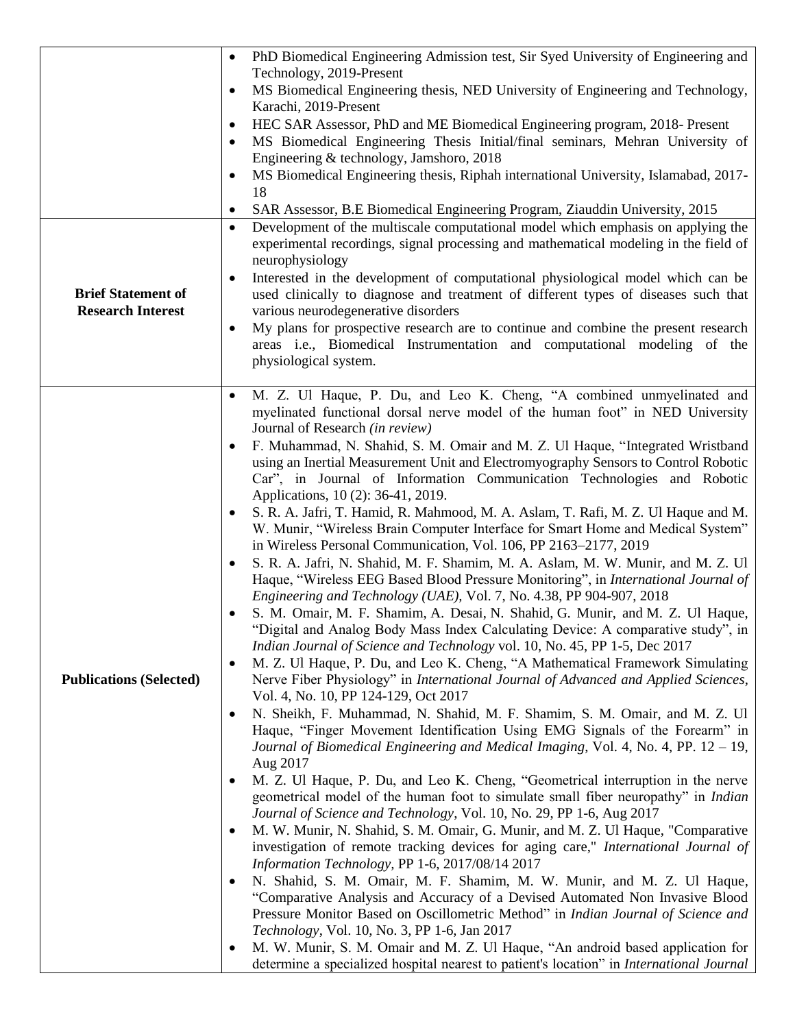| | |
|---|---|
| | • PhD Biomedical Engineering Admission test, Sir Syed University of Engineering and Technology, 2019-Present<br>• MS Biomedical Engineering thesis, NED University of Engineering and Technology, Karachi, 2019-Present<br>• HEC SAR Assessor, PhD and ME Biomedical Engineering program, 2018- Present<br>• MS Biomedical Engineering Thesis Initial/final seminars, Mehran University of Engineering & technology, Jamshoro, 2018<br>• MS Biomedical Engineering thesis, Riphah international University, Islamabad, 2017-18<br>• SAR Assessor, B.E Biomedical Engineering Program, Ziauddin University, 2015 |
| **Brief Statement of Research Interest** | • Development of the multiscale computational model which emphasis on applying the experimental recordings, signal processing and mathematical modeling in the field of neurophysiology<br>• Interested in the development of computational physiological model which can be used clinically to diagnose and treatment of different types of diseases such that various neurodegenerative disorders<br>• My plans for prospective research are to continue and combine the present research areas i.e., Biomedical Instrumentation and computational modeling of the physiological system. |
| **Publications (Selected)** | • M. Z. Ul Haque, P. Du, and Leo K. Cheng, "A combined unmyelinated and myelinated functional dorsal nerve model of the human foot" in NED University Journal of Research *(in review)*<br>• F. Muhammad, N. Shahid, S. M. Omair and M. Z. Ul Haque, "Integrated Wristband using an Inertial Measurement Unit and Electromyography Sensors to Control Robotic Car", in Journal of Information Communication Technologies and Robotic Applications, 10 (2): 36-41, 2019.<br>• S. R. A. Jafri, T. Hamid, R. Mahmood, M. A. Aslam, T. Rafi, M. Z. Ul Haque and M. W. Munir, "Wireless Brain Computer Interface for Smart Home and Medical System" in Wireless Personal Communication, Vol. 106, PP 2163–2177, 2019<br>• S. R. A. Jafri, N. Shahid, M. F. Shamim, M. A. Aslam, M. W. Munir, and M. Z. Ul Haque, "Wireless EEG Based Blood Pressure Monitoring", in *International Journal of Engineering and Technology (UAE)*, Vol. 7, No. 4.38, PP 904-907, 2018<br>• S. M. Omair, M. F. Shamim, A. Desai, N. Shahid, G. Munir, and M. Z. Ul Haque, "Digital and Analog Body Mass Index Calculating Device: A comparative study", in *Indian Journal of Science and Technology* vol. 10, No. 45, PP 1-5, Dec 2017<br>• M. Z. Ul Haque, P. Du, and Leo K. Cheng, "A Mathematical Framework Simulating Nerve Fiber Physiology" in *International Journal of Advanced and Applied Sciences*, Vol. 4, No. 10, PP 124-129, Oct 2017<br>• N. Sheikh, F. Muhammad, N. Shahid, M. F. Shamim, S. M. Omair, and M. Z. Ul Haque, "Finger Movement Identification Using EMG Signals of the Forearm" in *Journal of Biomedical Engineering and Medical Imaging*, Vol. 4, No. 4, PP. 12 – 19, Aug 2017<br>• M. Z. Ul Haque, P. Du, and Leo K. Cheng, "Geometrical interruption in the nerve geometrical model of the human foot to simulate small fiber neuropathy" in *Indian Journal of Science and Technology*, Vol. 10, No. 29, PP 1-6, Aug 2017<br>• M. W. Munir, N. Shahid, S. M. Omair, G. Munir, and M. Z. Ul Haque, "Comparative investigation of remote tracking devices for aging care," *International Journal of Information Technology*, PP 1-6, 2017/08/14 2017<br>• N. Shahid, S. M. Omair, M. F. Shamim, M. W. Munir, and M. Z. Ul Haque, "Comparative Analysis and Accuracy of a Devised Automated Non Invasive Blood Pressure Monitor Based on Oscillometric Method" in *Indian Journal of Science and Technology*, Vol. 10, No. 3, PP 1-6, Jan 2017<br>• M. W. Munir, S. M. Omair and M. Z. Ul Haque, "An android based application for determine a specialized hospital nearest to patient's location" in *International Journal* |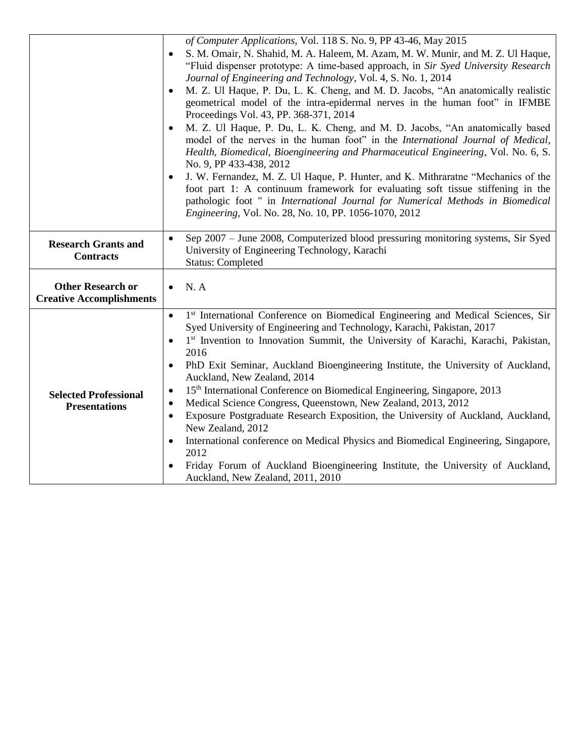| | |
|---|---|
| | *of Computer Applications*, Vol. 118 S. No. 9, PP 43-46, May 2015<br>• S. M. Omair, N. Shahid, M. A. Haleem, M. Azam, M. W. Munir, and M. Z. Ul Haque, "Fluid dispenser prototype: A time-based approach, in *Sir Syed University Research Journal of Engineering and Technology*, Vol. 4, S. No. 1, 2014<br>• M. Z. Ul Haque, P. Du, L. K. Cheng, and M. D. Jacobs, "An anatomically realistic geometrical model of the intra-epidermal nerves in the human foot" in IFMBE Proceedings Vol. 43, PP. 368-371, 2014<br>• M. Z. Ul Haque, P. Du, L. K. Cheng, and M. D. Jacobs, "An anatomically based model of the nerves in the human foot" in the *International Journal of Medical, Health, Biomedical, Bioengineering and Pharmaceutical Engineering*, Vol. No. 6, S. No. 9, PP 433-438, 2012<br>• J. W. Fernandez, M. Z. Ul Haque, P. Hunter, and K. Mithraratne "Mechanics of the foot part 1: A continuum framework for evaluating soft tissue stiffening in the pathologic foot " in *International Journal for Numerical Methods in Biomedical Engineering*, Vol. No. 28, No. 10, PP. 1056-1070, 2012 |
| **Research Grants and Contracts** | • Sep 2007 – June 2008, Computerized blood pressuring monitoring systems, Sir Syed University of Engineering Technology, Karachi<br>Status: Completed |
| **Other Research or Creative Accomplishments** | • N. A |
| **Selected Professional Presentations** | • 1st International Conference on Biomedical Engineering and Medical Sciences, Sir Syed University of Engineering and Technology, Karachi, Pakistan, 2017<br>• 1st Invention to Innovation Summit, the University of Karachi, Karachi, Pakistan, 2016<br>• PhD Exit Seminar, Auckland Bioengineering Institute, the University of Auckland, Auckland, New Zealand, 2014<br>• 15th International Conference on Biomedical Engineering, Singapore, 2013<br>• Medical Science Congress, Queenstown, New Zealand, 2013, 2012<br>• Exposure Postgraduate Research Exposition, the University of Auckland, Auckland, New Zealand, 2012<br>• International conference on Medical Physics and Biomedical Engineering, Singapore, 2012<br>• Friday Forum of Auckland Bioengineering Institute, the University of Auckland, Auckland, New Zealand, 2011, 2010 |